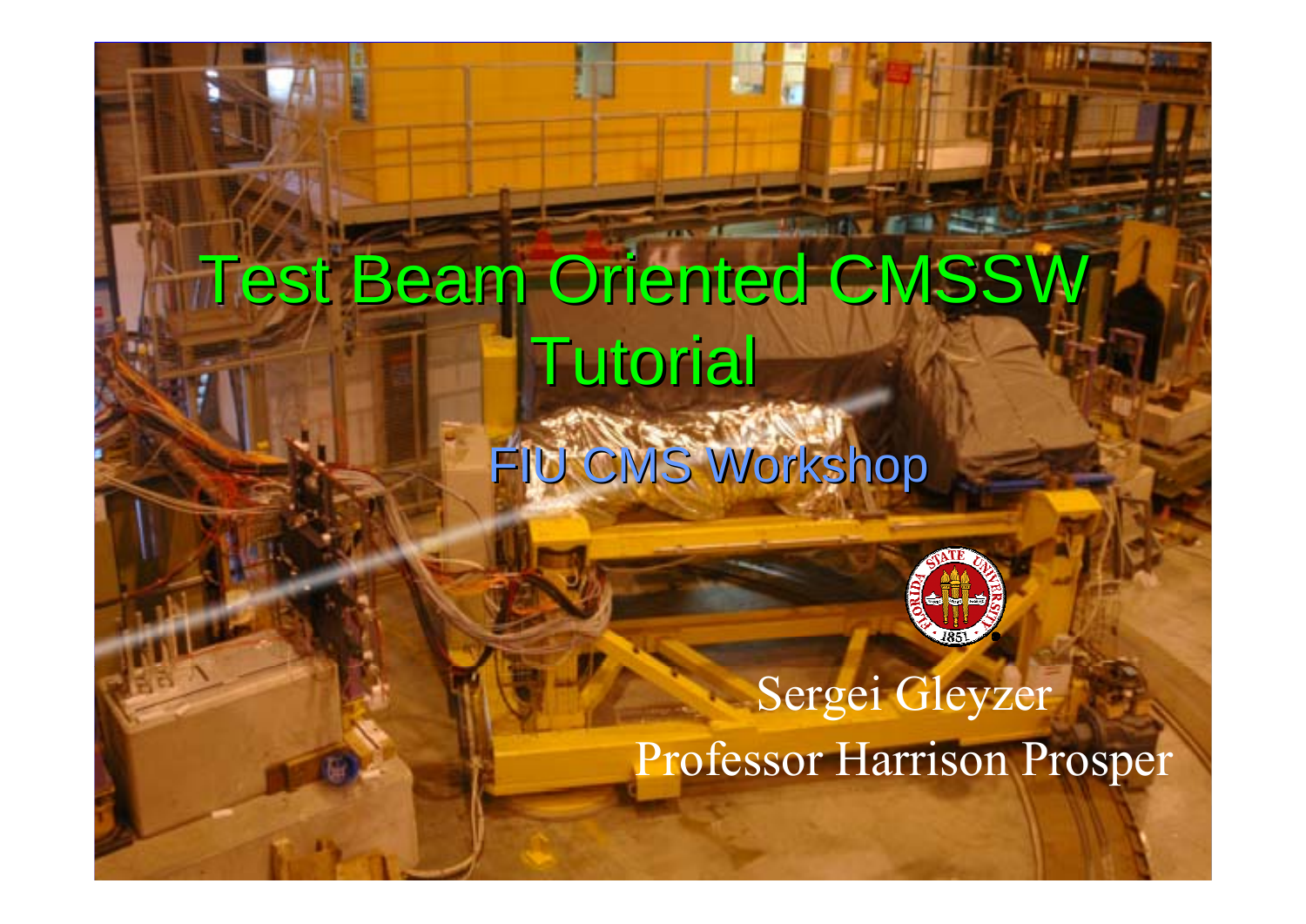# Test Beam Oriented CMSSW Tutorial

FIU CMS Workshop

Sergei Gleyzer

Professor Harrison Prosper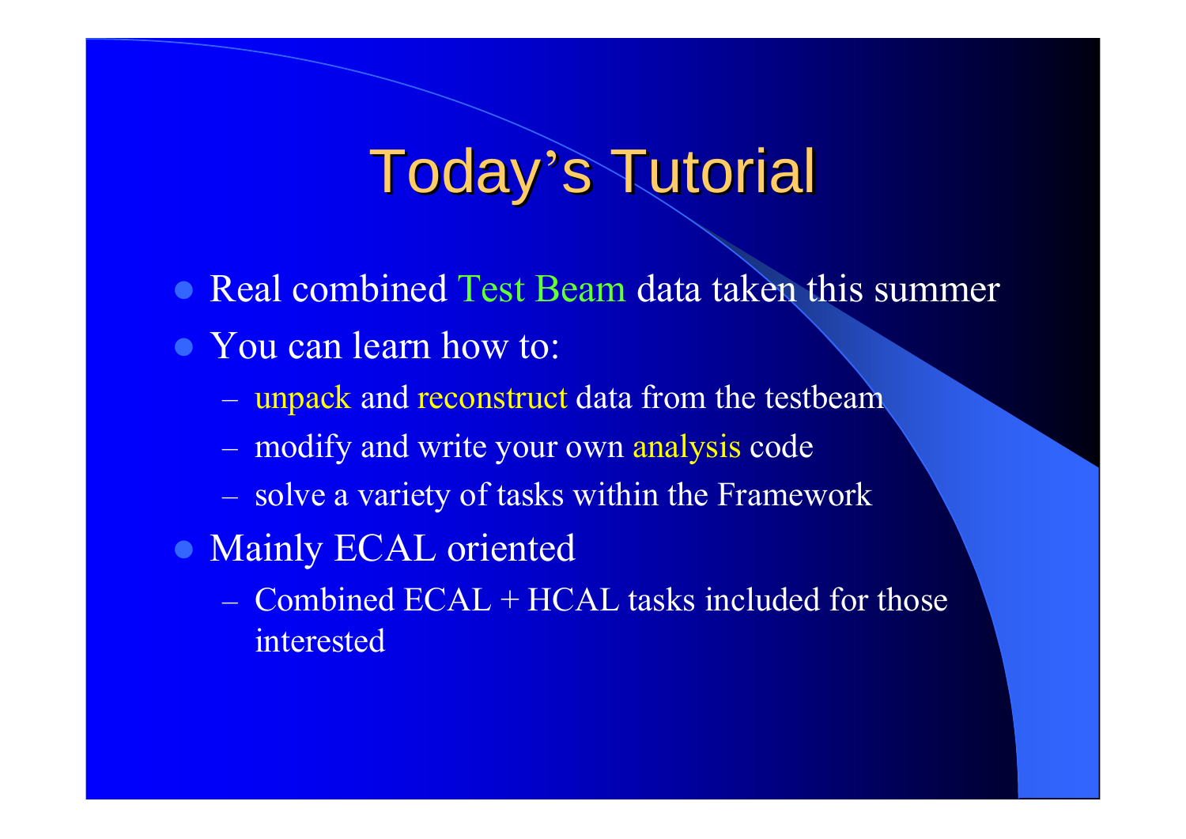# Today's Tutorial

- Real combined Test Beam data taken this summer
- You can learn how to:
  - unpack and reconstruct data from the testbeam
  - modify and write your own analysis code
  - solve a variety of tasks within the Framework
- Mainly ECAL oriented
  - Combined ECAL + HCAL tasks included for those interested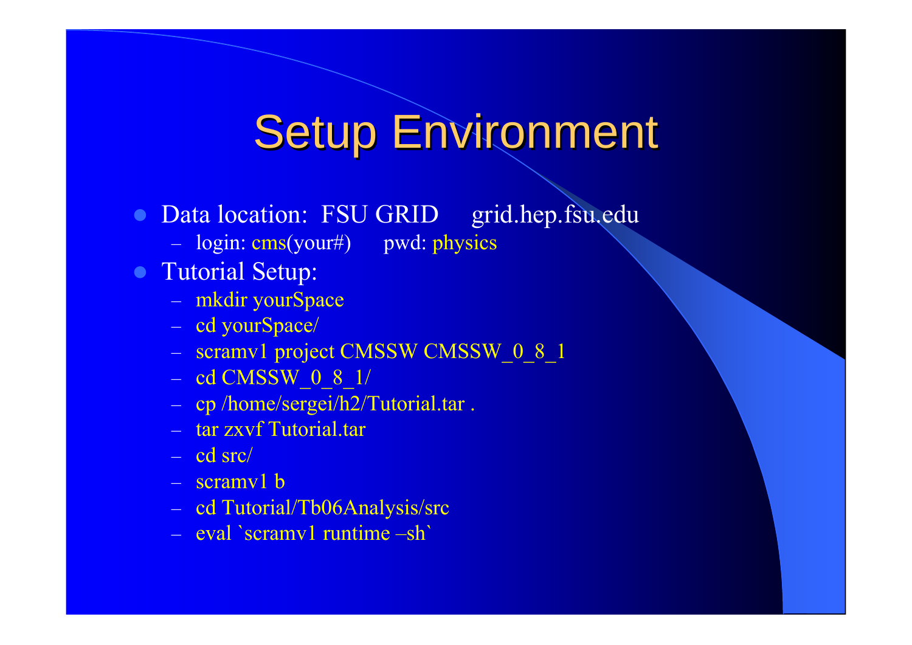# Setup Environment

- Data location: FSU GRID grid.hep.fsu.edu
  - login: cms(your#) pwd: physics
- Tutorial Setup:
  - mkdir yourSpace
  - cd yourSpace/
  - scramv1 project CMSSW CMSSW_0_8_1
  - cd CMSSW_0_8_1/
  - cp /home/sergei/h2/Tutorial.tar .
  - tar zxvf Tutorial.tar
  - cd src/
  - scramv1 b
  - cd Tutorial/Tb06Analysis/src
  - eval `scramv1 runtime –sh`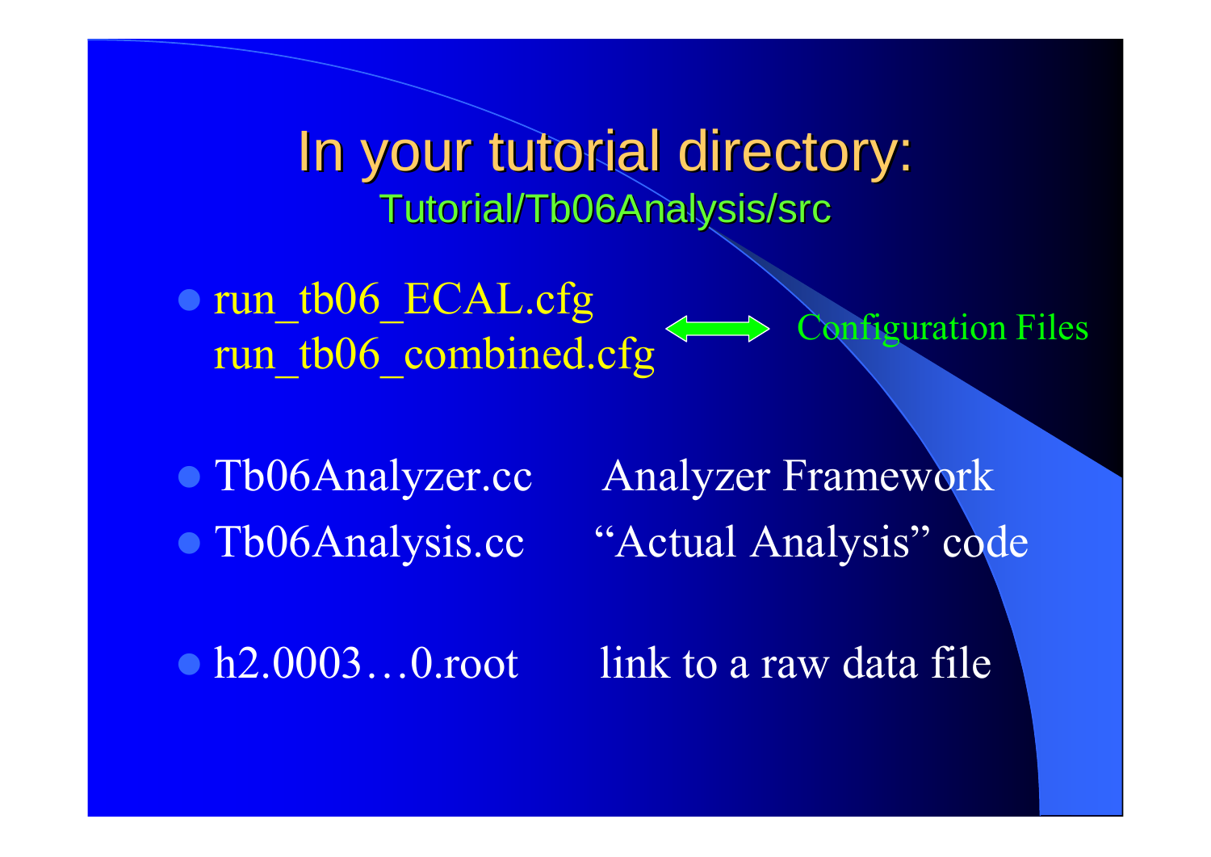# In your tutorial directory:

## Tutorial/Tb06Analysis/src

- run_tb06_ECAL.cfg
  run_tb06_combined.cfg ⟷ Configuration Files

- Tb06Analyzer.cc Analyzer Framework
- Tb06Analysis.cc "Actual Analysis" code

- h2.0003…0.root link to a raw data file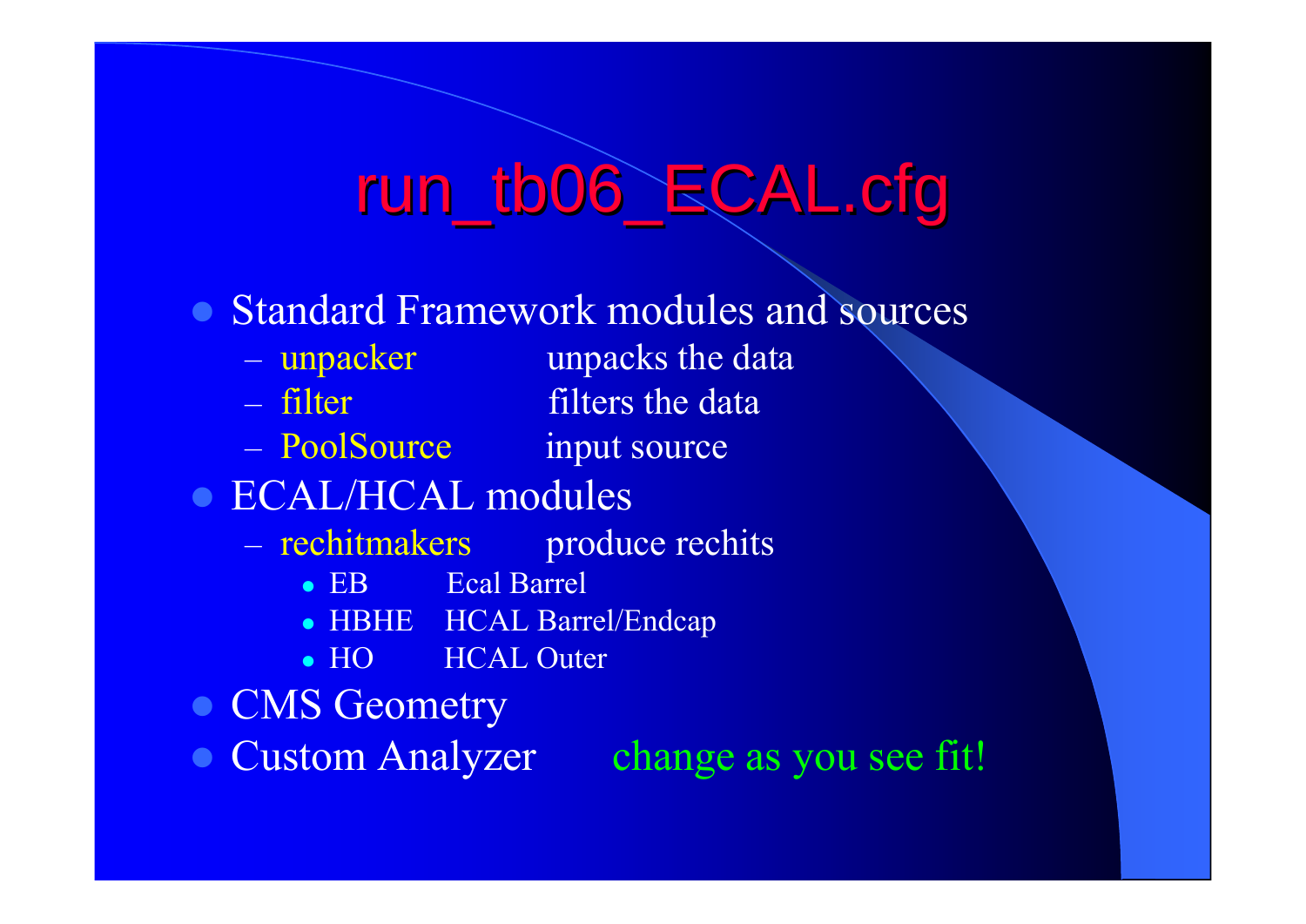# run_tb06_ECAL.cfg

- Standard Framework modules and sources
  - unpacker unpacks the data
  - filter filters the data
  - PoolSource input source
- ECAL/HCAL modules
  - rechitmakers produce rechits
    - EB Ecal Barrel
    - HBHE HCAL Barrel/Endcap
    - HO HCAL Outer
- CMS Geometry
- Custom Analyzer change as you see fit!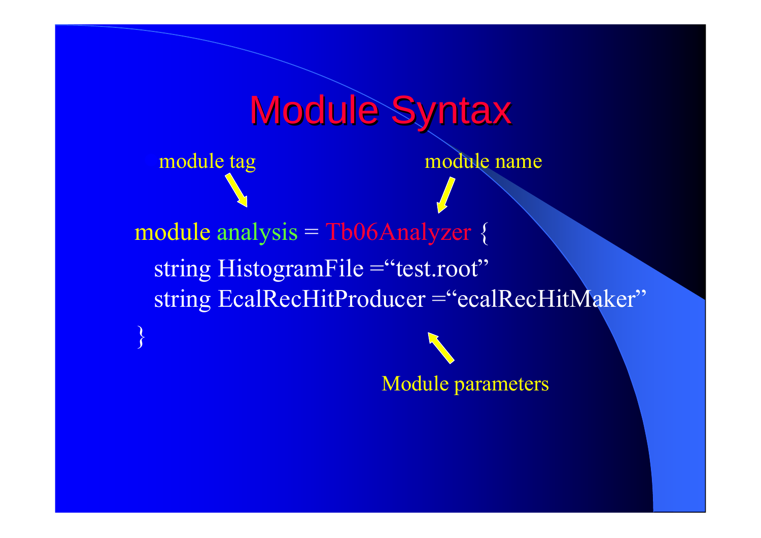# Module Syntax

module tag

module name

```
module analysis = Tb06Analyzer {
  string HistogramFile =“test.root”
  string EcalRecHitProducer =“ecalRecHitMaker”
}
```

Module parameters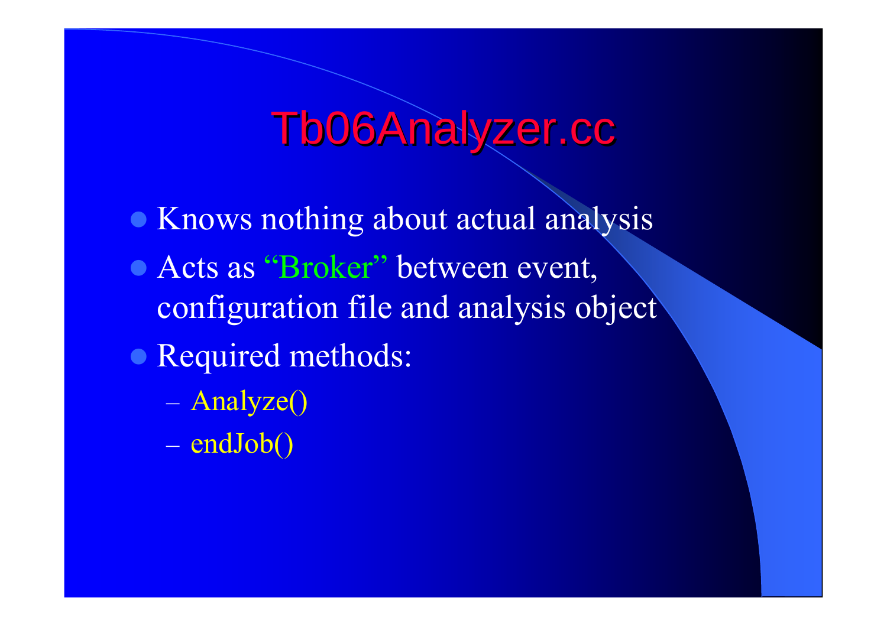# Tb06Analyzer.cc

- Knows nothing about actual analysis
- Acts as "Broker" between event, configuration file and analysis object
- Required methods:
  - Analyze()
  - endJob()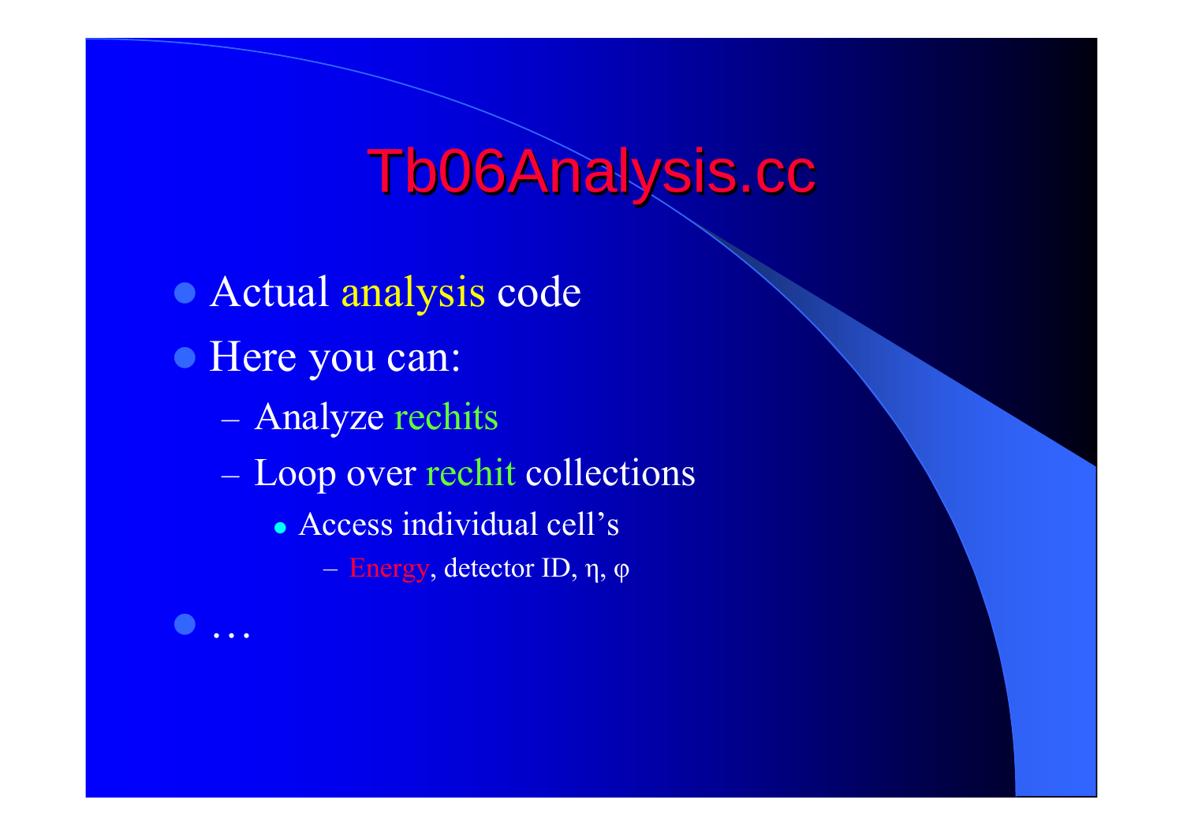# Tb06Analysis.cc

- Actual analysis code
- Here you can:
  - Analyze rechits
  - Loop over rechit collections
    - Access individual cell's
      - Energy, detector ID, $\eta$, $\varphi$
- …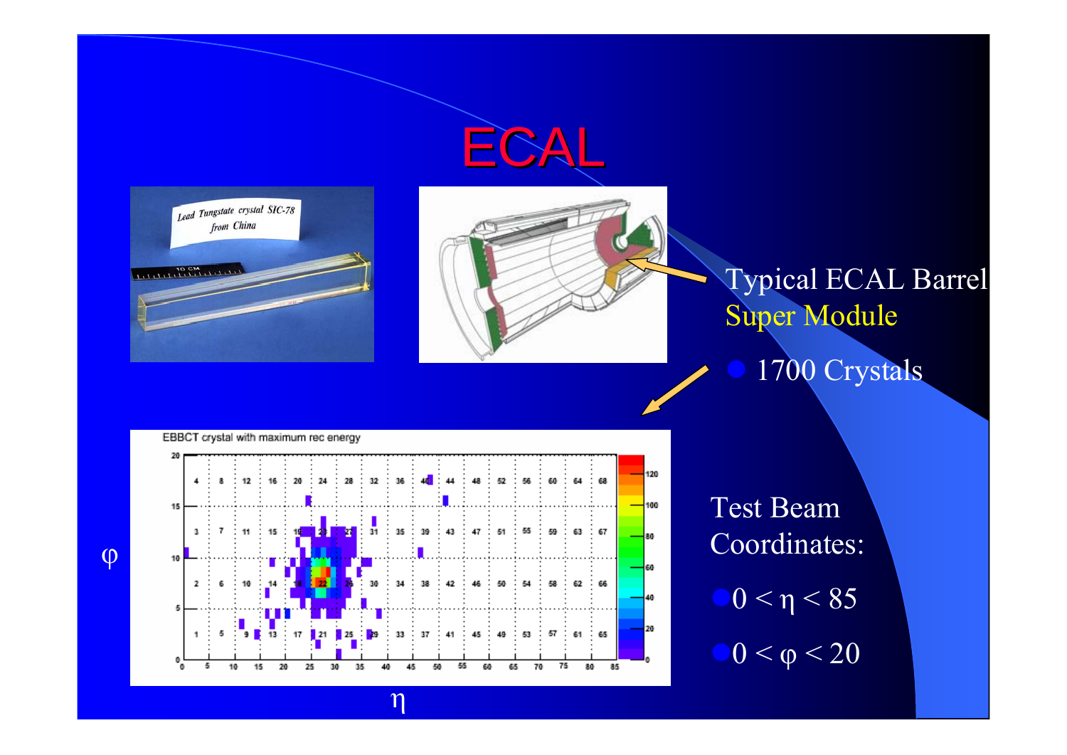# ECAL

Typical ECAL Barrel Super Module

- 1700 Crystals

Test Beam Coordinates:

- $0 < \eta < 85$
- $0 < \varphi < 20$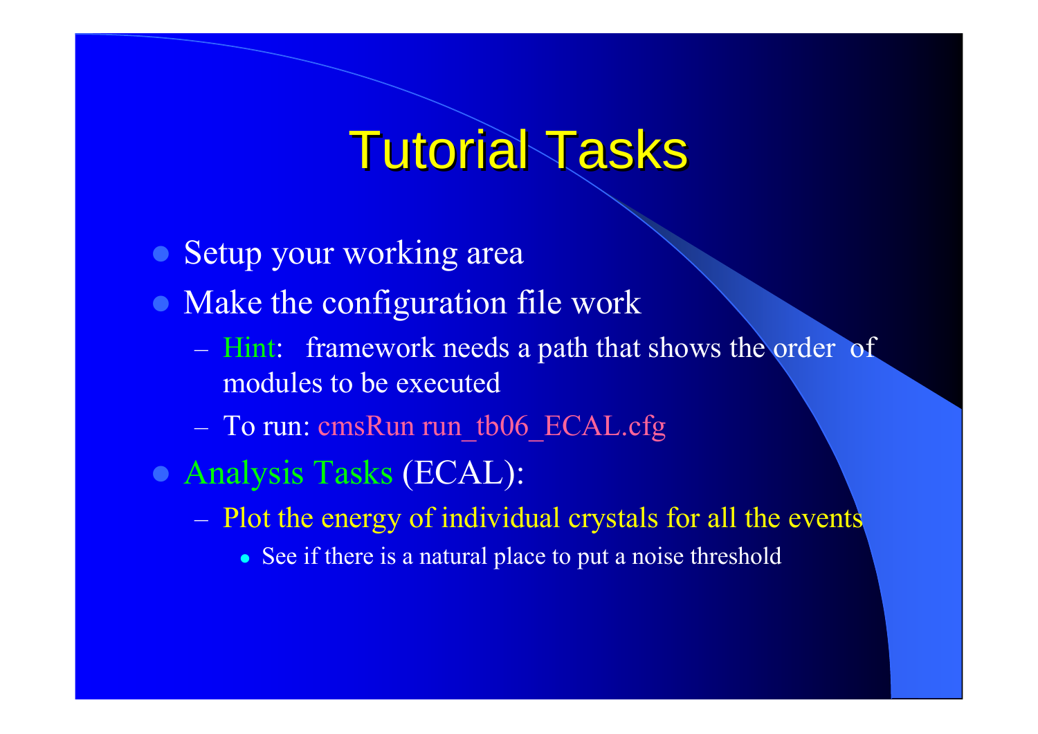# Tutorial Tasks

- Setup your working area
- Make the configuration file work
  - Hint: framework needs a path that shows the order of modules to be executed
  - To run: cmsRun run_tb06_ECAL.cfg
- Analysis Tasks (ECAL):
  - Plot the energy of individual crystals for all the events
    - See if there is a natural place to put a noise threshold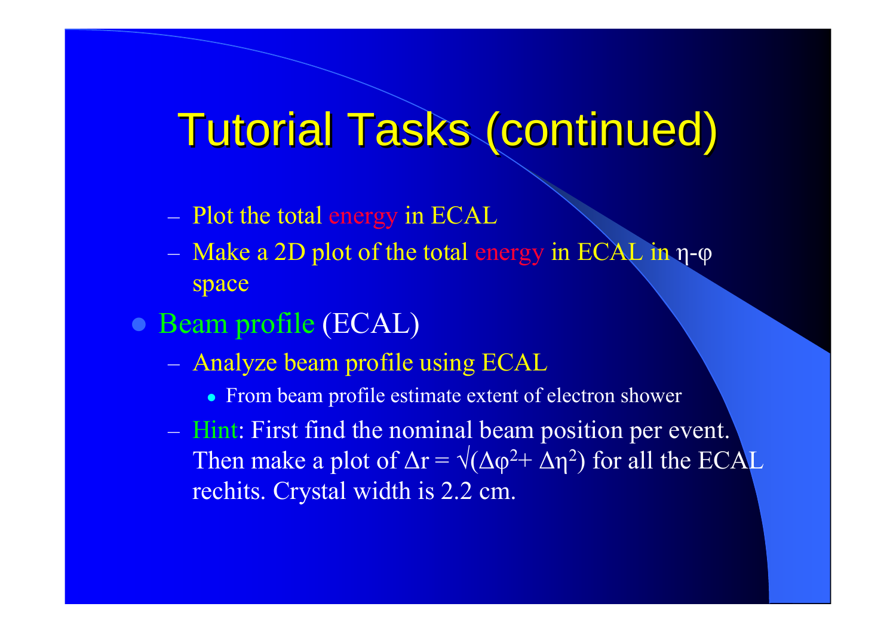# Tutorial Tasks (continued)

- Plot the total energy in ECAL
- Make a 2D plot of the total energy in ECAL in $\eta$-$\varphi$ space

- Beam profile (ECAL)
  - Analyze beam profile using ECAL
    - From beam profile estimate extent of electron shower
  - Hint: First find the nominal beam position per event. Then make a plot of $\Delta r = \sqrt{(\Delta\varphi^2 + \Delta\eta^2)}$ for all the ECAL rechits. Crystal width is 2.2 cm.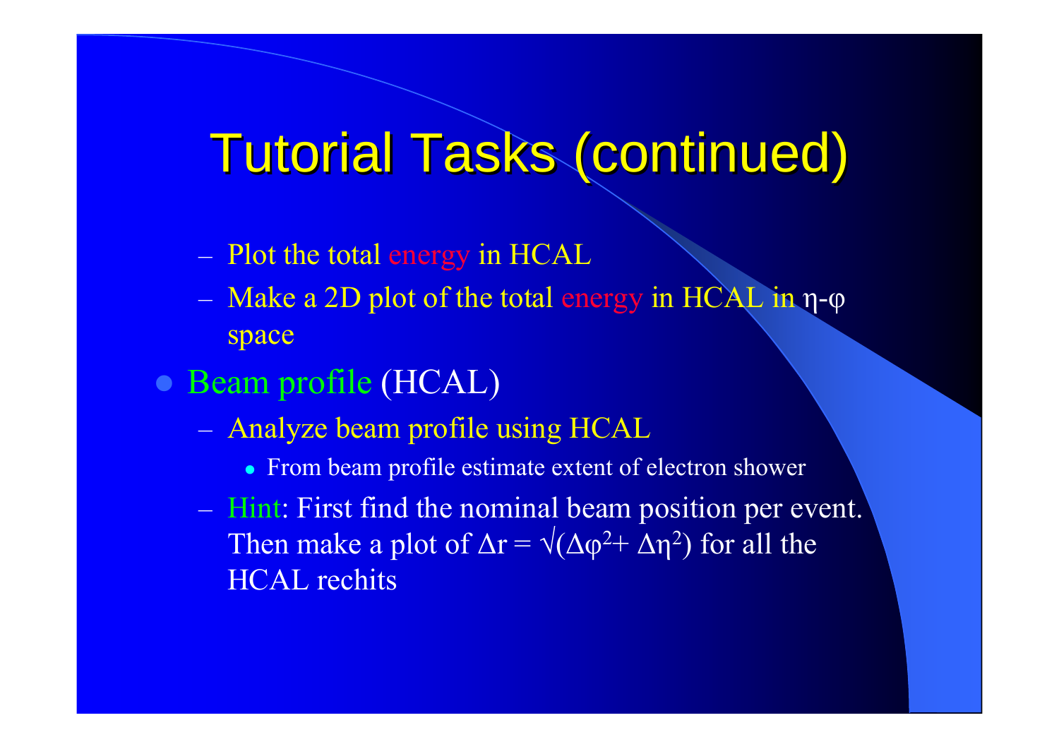# Tutorial Tasks (continued)

  - Plot the total energy in HCAL
  - Make a 2D plot of the total energy in HCAL in $\eta$-$\varphi$ space

- Beam profile (HCAL)
  - Analyze beam profile using HCAL
    - From beam profile estimate extent of electron shower
  - Hint: First find the nominal beam position per event. Then make a plot of $\Delta r = \sqrt{(\Delta\varphi^2 + \Delta\eta^2)}$ for all the HCAL rechits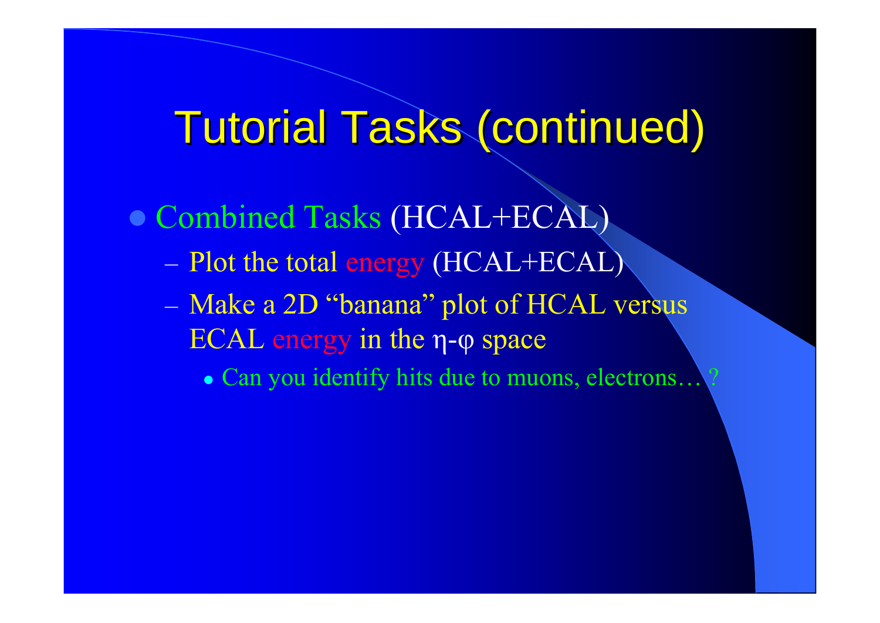# Tutorial Tasks (continued)

- Combined Tasks (HCAL+ECAL)
  - Plot the total energy (HCAL+ECAL)
  - Make a 2D "banana" plot of HCAL versus ECAL energy in the $\eta$-$\varphi$ space
    - Can you identify hits due to muons, electrons… ?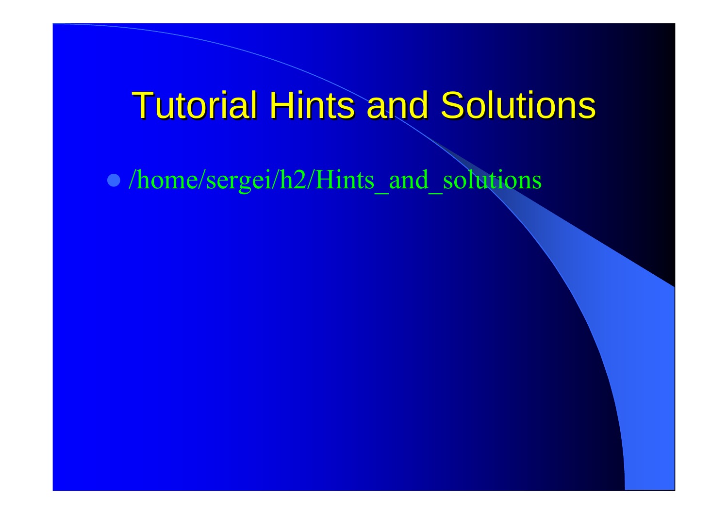# Tutorial Hints and Solutions

- /home/sergei/h2/Hints_and_solutions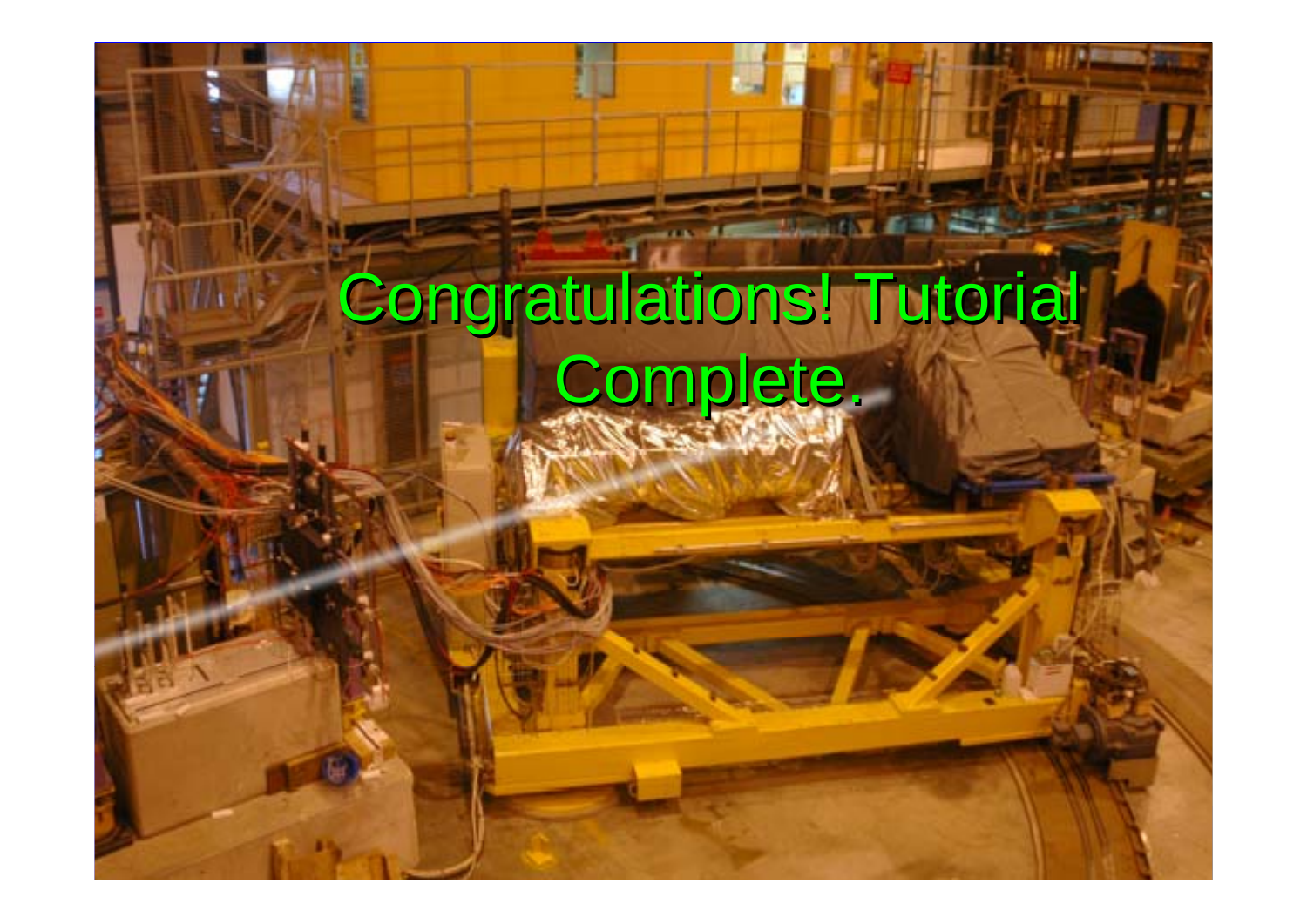Congratulations! Tutorial Complete.